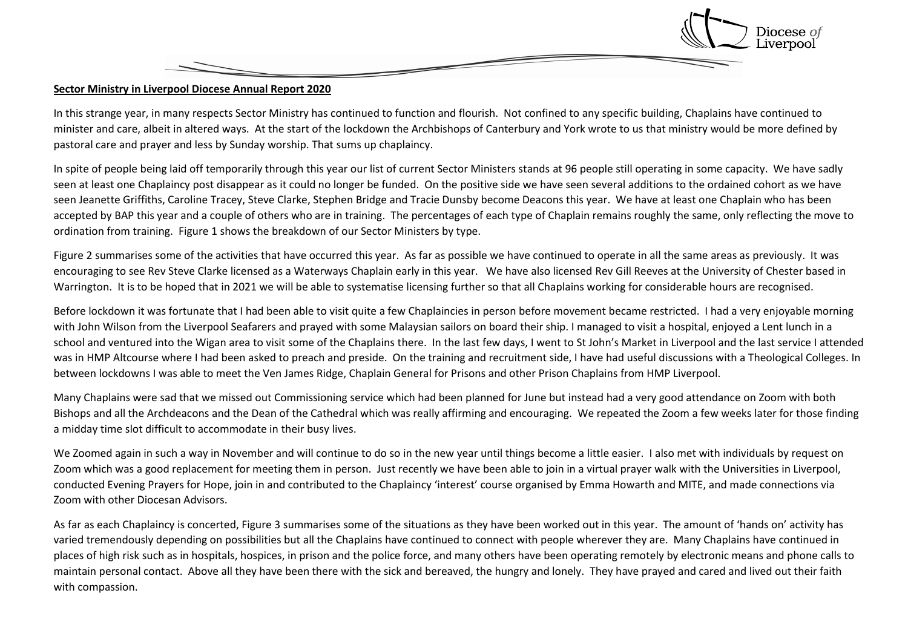**Sector Ministry in Liverpool Diocese Annual Report 2020**

In this strange year, in many respects Sector Ministry has continued to function and flourish. Not confined to any specific building, Chaplains have continued to minister and care, albeit in altered ways. At the start of the lockdown the Archbishops of Canterbury and York wrote to us that ministry would be more defined by pastoral care and prayer and less by Sunday worship. That sums up chaplaincy.

In spite of people being laid off temporarily through this year our list of current Sector Ministers stands at 96 people still operating in some capacity. We have sadly seen at least one Chaplaincy post disappear as it could no longer be funded. On the positive side we have seen several additions to the ordained cohort as we have seen Jeanette Griffiths, Caroline Tracey, Steve Clarke, Stephen Bridge and Tracie Dunsby become Deacons this year. We have at least one Chaplain who has been accepted by BAP this year and a couple of others who are in training. The percentages of each type of Chaplain remains roughly the same, only reflecting the move to ordination from training. Figure 1 shows the breakdown of our Sector Ministers by type.

Figure 2 summarises some of the activities that have occurred this year. As far as possible we have continued to operate in all the same areas as previously. It was encouraging to see Rev Steve Clarke licensed as a Waterways Chaplain early in this year. We have also licensed Rev Gill Reeves at the University of Chester based in Warrington. It is to be hoped that in 2021 we will be able to systematise licensing further so that all Chaplains working for considerable hours are recognised.

Before lockdown it was fortunate that I had been able to visit quite a few Chaplaincies in person before movement became restricted. I had a very enjoyable morning with John Wilson from the Liverpool Seafarers and prayed with some Malaysian sailors on board their ship. I managed to visit a hospital, enjoyed a Lent lunch in a school and ventured into the Wigan area to visit some of the Chaplains there. In the last few days, I went to St John's Market in Liverpool and the last service I attended was in HMP Altcourse where I had been asked to preach and preside. On the training and recruitment side, I have had useful discussions with a Theological Colleges. In between lockdowns I was able to meet the Ven James Ridge, Chaplain General for Prisons and other Prison Chaplains from HMP Liverpool.

Many Chaplains were sad that we missed out Commissioning service which had been planned for June but instead had a very good attendance on Zoom with both Bishops and all the Archdeacons and the Dean of the Cathedral which was really affirming and encouraging. We repeated the Zoom a few weeks later for those finding a midday time slot difficult to accommodate in their busy lives.

We Zoomed again in such a way in November and will continue to do so in the new year until things become a little easier. I also met with individuals by request on Zoom which was a good replacement for meeting them in person. Just recently we have been able to join in a virtual prayer walk with the Universities in Liverpool, conducted Evening Prayers for Hope, join in and contributed to the Chaplaincy 'interest' course organised by Emma Howarth and MITE, and made connections via Zoom with other Diocesan Advisors.

As far as each Chaplaincy is concerted, Figure 3 summarises some of the situations as they have been worked out in this year. The amount of 'hands on' activity has varied tremendously depending on possibilities but all the Chaplains have continued to connect with people wherever they are. Many Chaplains have continued in places of high risk such as in hospitals, hospices, in prison and the police force, and many others have been operating remotely by electronic means and phone calls to maintain personal contact. Above all they have been there with the sick and bereaved, the hungry and lonely. They have prayed and cared and lived out their faith with compassion.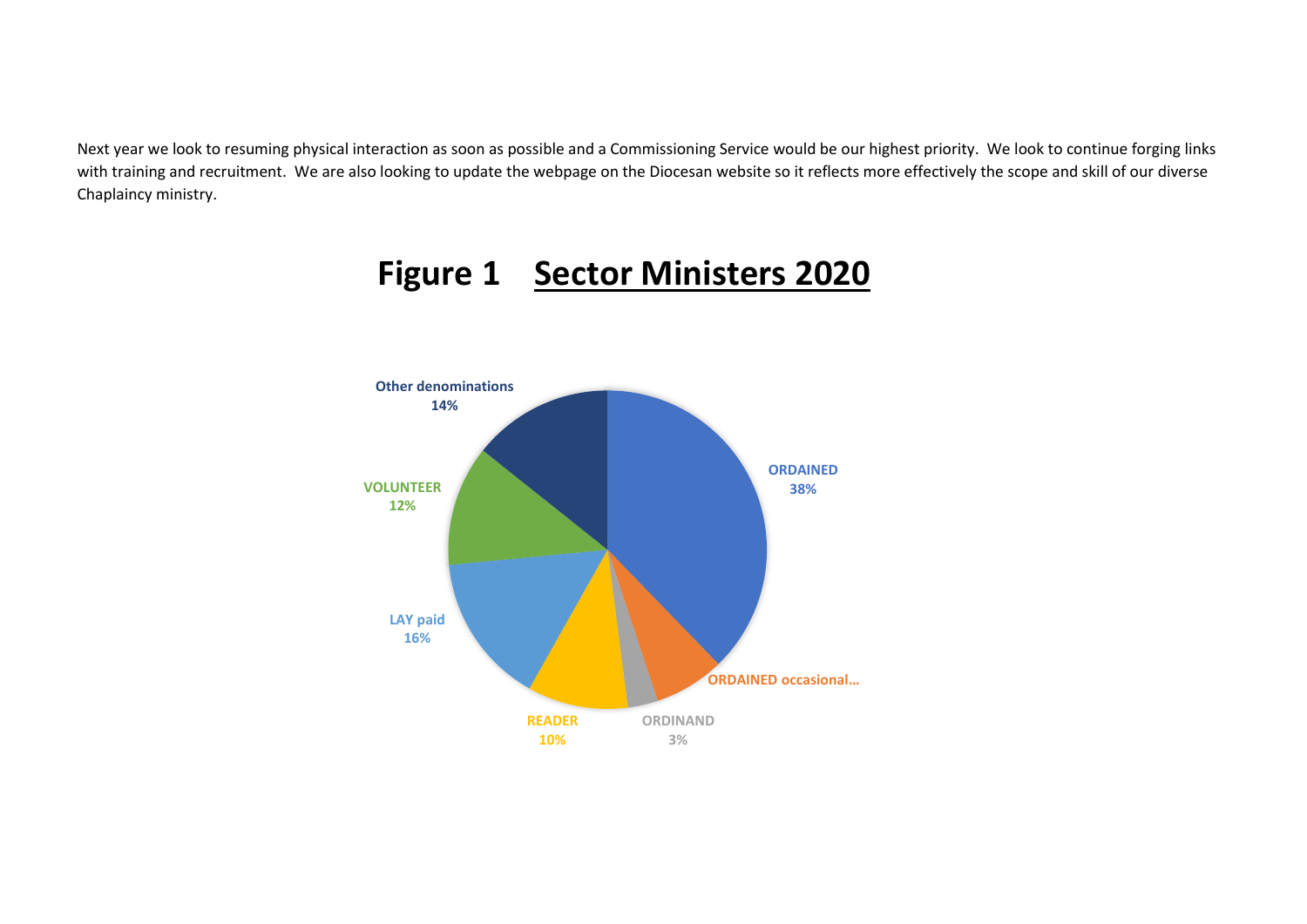Next year we look to resuming physical interaction as soon as possible and a Commissioning Service would be our highest priority. We look to continue forging links with training and recruitment. We are also looking to update the webpage on the Diocesan website so it reflects more effectively the scope and skill of our diverse Chaplaincy ministry.

# Figure 1 Sector Ministers 2020

Other denominations 14%

ORDAINED 38%

VOLUNTEER 12%

LAY paid 16%

ORDAINED occasional...

READER 10%

ORDINAND 3%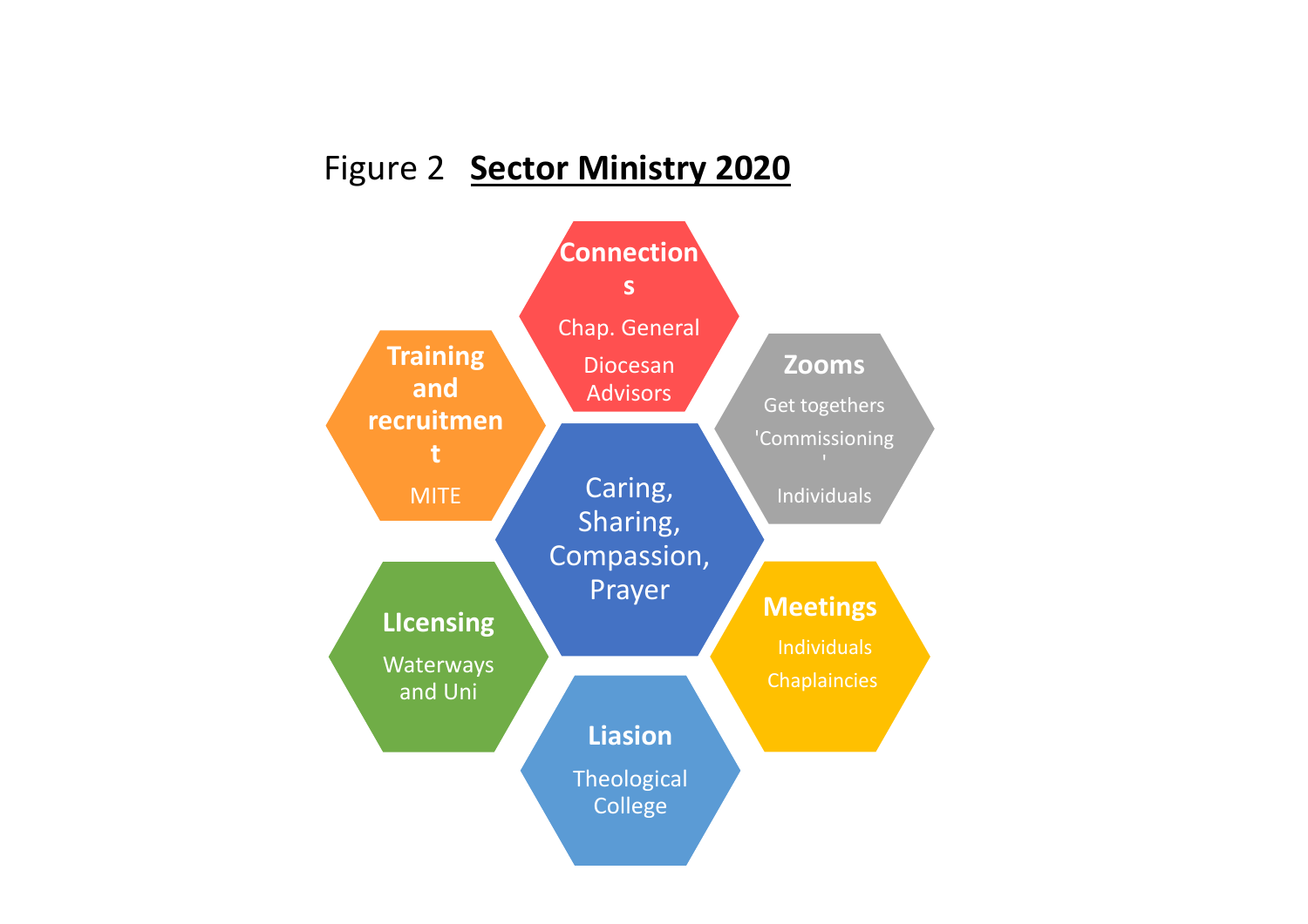Figure 2 **Sector Ministry 2020**

**Connections**

Chap. General

Diocesan Advisors

**Training and recruitment**

MITE

**Zooms**

Get togethers

'Commissioning'

Individuals

Caring, Sharing, Compassion, Prayer

**LIcensing**

Waterways and Uni

**Meetings**

Individuals

Chaplaincies

**Liasion**

Theological College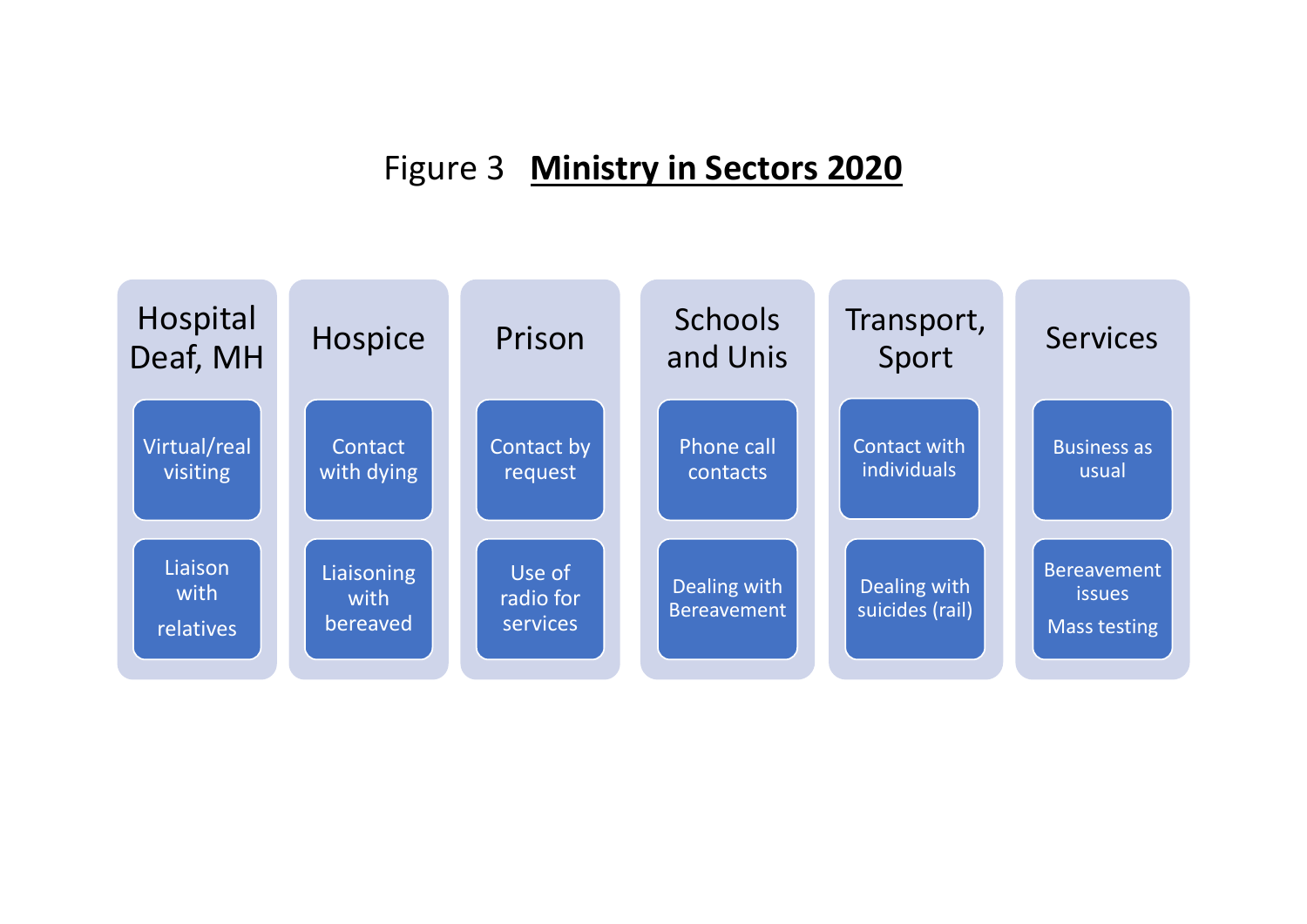Figure 3 **Ministry in Sectors 2020**

Hospital Deaf, MH

Virtual/real visiting

Liaison with relatives

Hospice

Contact with dying

Liaisoning with bereaved

Prison

Contact by request

Use of radio for services

Schools and Unis

Phone call contacts

Dealing with Bereavement

Transport, Sport

Contact with individuals

Dealing with suicides (rail)

Services

Business as usual

Bereavement issues

Mass testing